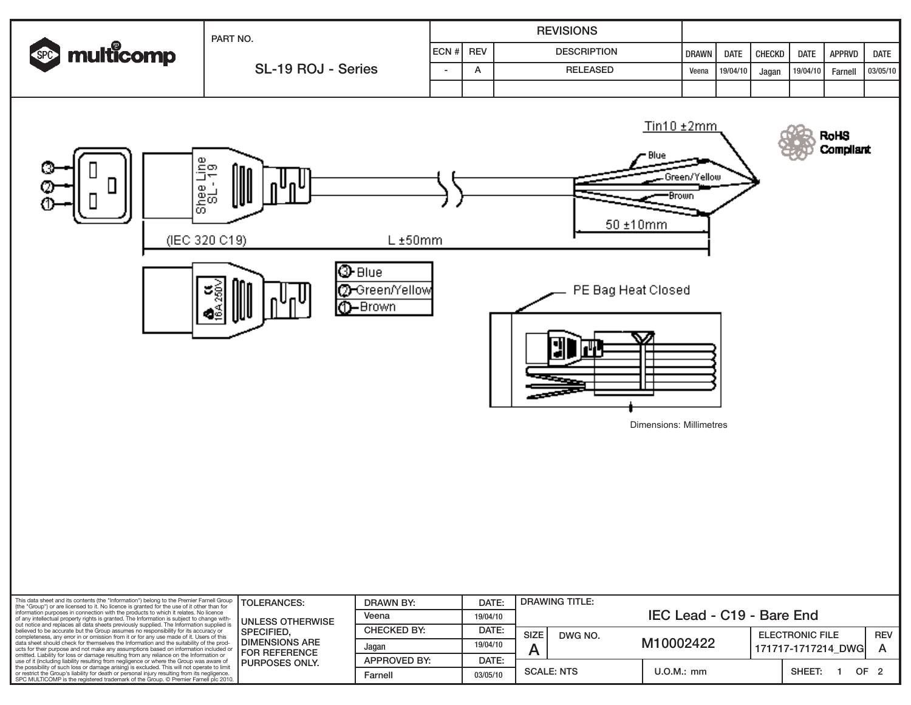**multicomp**

PART NO.

SL-19 ROJ - Series

| REVISIONS | | | | | | | | |
|---|---|---|---|---|---|---|---|---|
| ECN # | REV | DESCRIPTION | DRAWN | DATE | CHECKD | DATE | APPRVD | DATE |
| - | A | RELEASED | Veena | 19/04/10 | Jagan | 19/04/10 | Farnell | 03/05/10 |

Tin10 ±2mm

RoHS Compliant

Blue

Green/Yellow

Brown

Shee Line SL-19

50 ±10mm

(IEC 320 C19)

L ±50mm

16A 250V

③-Blue
②-Green/Yellow
①-Brown

PE Bag Heat Closed

Dimensions: Millimetres

This data sheet and its contents (the "Information") belong to the Premier Farnell Group (the "Group") or are licensed to it. No licence is granted for the use of it other than for information purposes in connection with the products to which it relates. No licence of any intellectual property rights is granted. The Information is subject to change without notice and replaces all data sheets previously supplied. The Information supplied is believed to be accurate but the Group assumes no responsibility for its accuracy or completeness, any error in or omission from it or for any use made of it. Users of this data sheet should check for themselves the Information and the suitability of the products for their purpose and not make any assumptions based on information included or omitted. Liability for loss or damage resulting from any reliance on the Information or use of it (including liability resulting from negligence or where the Group was aware of the possibility of such loss or damage arising) is excluded. This will not operate to limit or restrict the Group's liability for death or personal injury resulting from its negligence. SPC MULTICOMP is the registered trademark of the Group. © Premier Farnell plc 2010.

TOLERANCES:

UNLESS OTHERWISE SPECIFIED, DIMENSIONS ARE FOR REFERENCE PURPOSES ONLY.

| DRAWN BY: | DATE: |
|---|---|
| Veena | 19/04/10 |
| CHECKED BY: | DATE: |
| Jagan | 19/04/10 |
| APPROVED BY: | DATE: |
| Farnell | 03/05/10 |

DRAWING TITLE: IEC Lead - C19 - Bare End

| SIZE | DWG NO. | ELECTRONIC FILE | REV |
|---|---|---|---|
| A | M10002422 | 171717-1717214_DWG | A |

SCALE: NTS | U.O.M.: mm | SHEET: 1 OF 2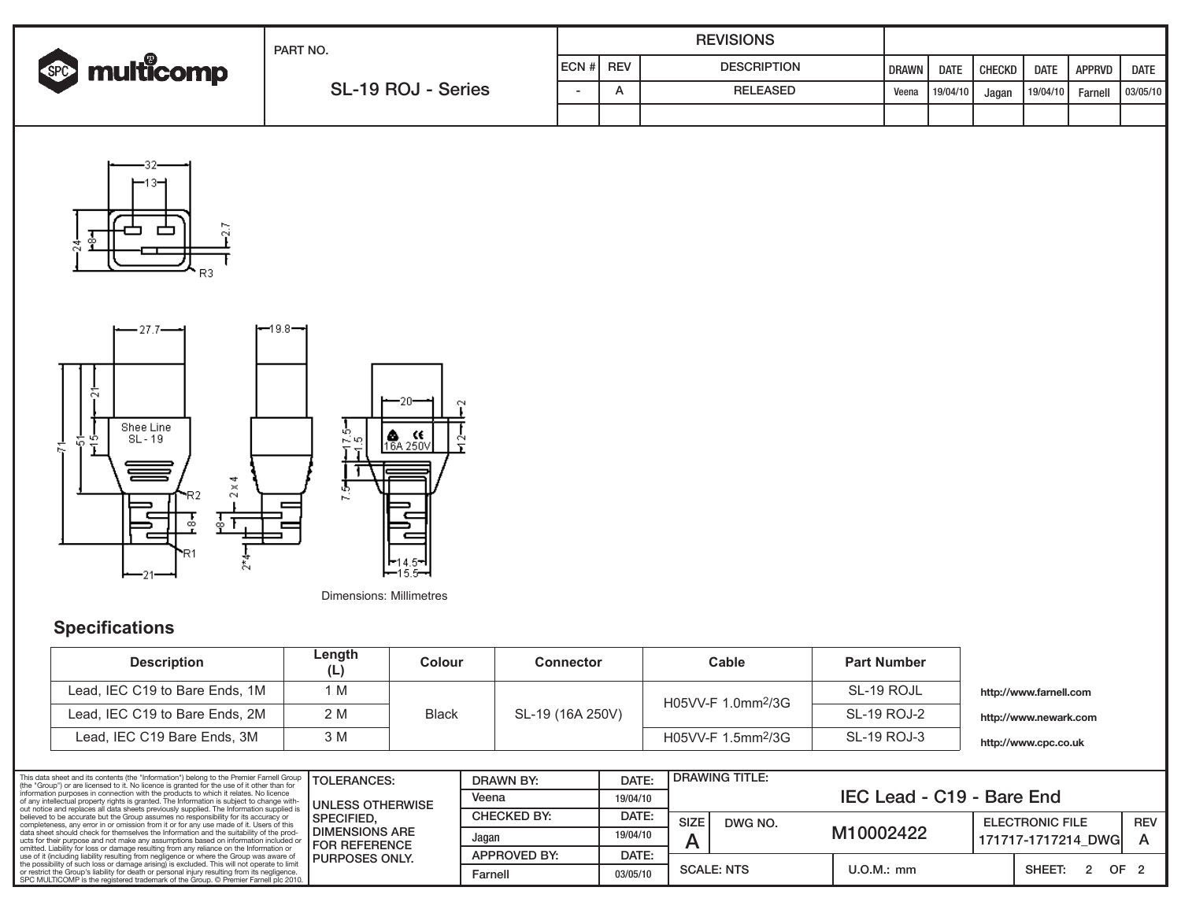multicomp

PART NO.

SL-19 ROJ - Series

| REVISIONS | | | | | | | | | |
|---|---|---|---|---|---|---|---|---|---|
| ECN # | REV | DESCRIPTION | DRAWN | DATE | CHECKD | DATE | APPRVD | DATE |
| - | A | RELEASED | Veena | 19/04/10 | Jagan | 19/04/10 | Farnell | 03/05/10 |

32
13
24
8
2.7
R3

27.7
19.8
21
51
71
15
Shee Line
SL - 19
R2
2 x 4
8
8
R1
21
2*4
20
2
17.5
1.5
12
7.5
16A 250V
14.5
15.5

Dimensions: Millimetres

## Specifications

| Description | Length (L) | Colour | Connector | Cable | Part Number |
|---|---|---|---|---|---|
| Lead, IEC C19 to Bare Ends, 1M | 1 M | Black | SL-19 (16A 250V) | H05VV-F 1.0mm$^2$/3G | SL-19 ROJL |
| Lead, IEC C19 to Bare Ends, 2M | 2 M | | | | SL-19 ROJ-2 |
| Lead, IEC C19 Bare Ends, 3M | 3 M | | | H05VV-F 1.5mm$^2$/3G | SL-19 ROJ-3 |

http://www.farnell.com

http://www.newark.com

http://www.cpc.co.uk

This data sheet and its contents (the "Information") belong to the Premier Farnell Group (the "Group") or are licensed to it. No licence is granted for the use of it other than for information purposes in connection with the products to which it relates. No licence of any intellectual property rights is granted. The Information is subject to change without notice and replaces all data sheets previously supplied. The Information supplied is believed to be accurate but the Group assumes no responsibility for its accuracy or completeness, any error in or omission from it or for any use made of it. Users of this data sheet should check for themselves the Information and the suitability of the products for their purpose and not make any assumptions based on information included or omitted. Liability for loss or damage resulting from any reliance on the Information or use of it (including liability resulting from negligence or where the Group was aware of the possibility of such loss or damage arising) is excluded. This will not operate to limit or restrict the Group's liability for death or personal injury resulting from its negligence. SPC MULTICOMP is the registered trademark of the Group. © Premier Farnell plc 2010.

TOLERANCES:

UNLESS OTHERWISE SPECIFIED, DIMENSIONS ARE FOR REFERENCE PURPOSES ONLY.

| | |
|---|---|
| DRAWN BY: | DATE: |
| Veena | 19/04/10 |
| CHECKED BY: | DATE: |
| Jagan | 19/04/10 |
| APPROVED BY: | DATE: |
| Farnell | 03/05/10 |

DRAWING TITLE: IEC Lead - C19 - Bare End

SIZE: A

DWG NO.: M10002422

ELECTRONIC FILE: 171717-1717214_DWG

REV: A

SCALE: NTS

U.O.M.: mm

SHEET: 2 OF 2